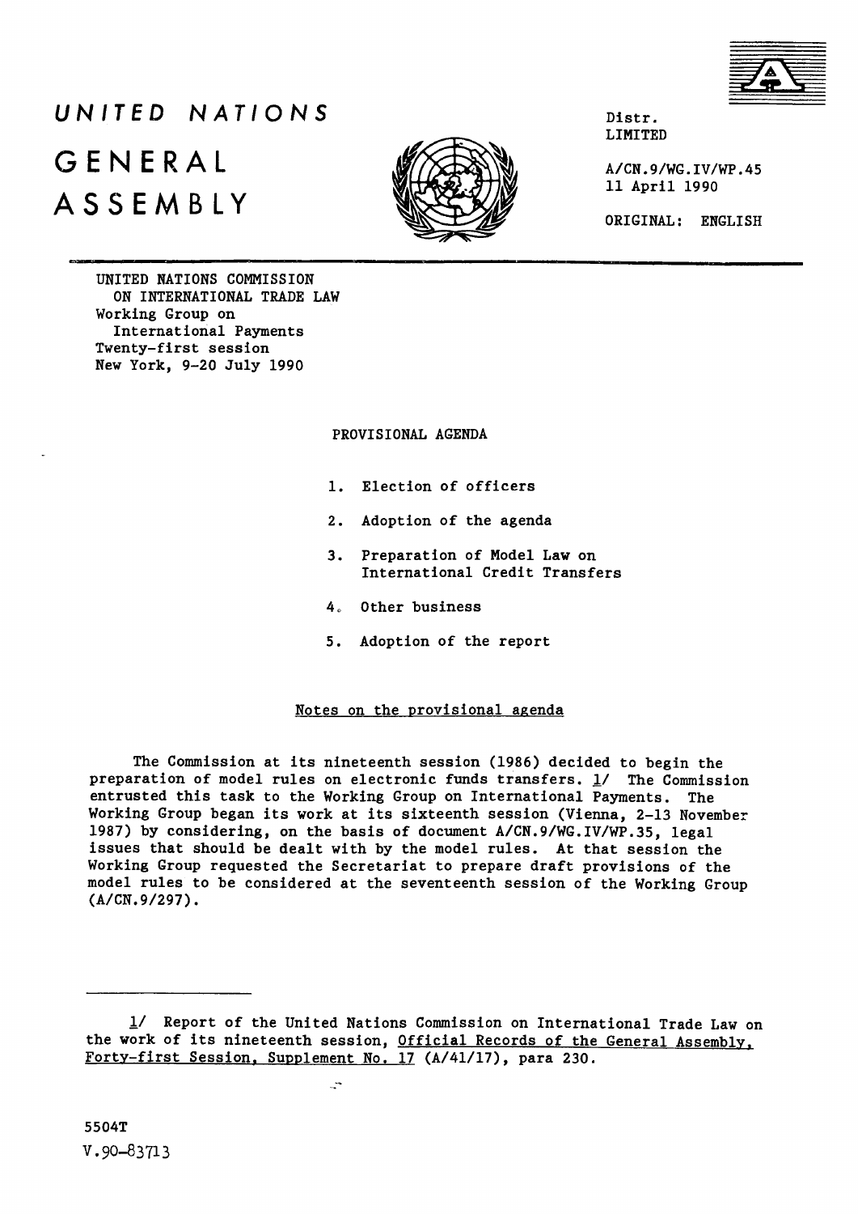# UNITED NATIONS

# GENERAL ASSEMBLY

Distr.
LIMITED

A/CN.9/WG.IV/WP.45
11 April 1990

ORIGINAL: ENGLISH

UNITED NATIONS COMMISSION
ON INTERNATIONAL TRADE LAW
Working Group on
International Payments
Twenty-first session
New York, 9-20 July 1990

## PROVISIONAL AGENDA

1. Election of officers
2. Adoption of the agenda
3. Preparation of Model Law on International Credit Transfers
4. Other business
5. Adoption of the report

### Notes on the provisional agenda

The Commission at its nineteenth session (1986) decided to begin the preparation of model rules on electronic funds transfers. 1/ The Commission entrusted this task to the Working Group on International Payments. The Working Group began its work at its sixteenth session (Vienna, 2-13 November 1987) by considering, on the basis of document A/CN.9/WG.IV/WP.35, legal issues that should be dealt with by the model rules. At that session the Working Group requested the Secretariat to prepare draft provisions of the model rules to be considered at the seventeenth session of the Working Group (A/CN.9/297).

---

1/ Report of the United Nations Commission on International Trade Law on the work of its nineteenth session, Official Records of the General Assembly, Forty-first Session, Supplement No. 17 (A/41/17), para 230.

5504T
V.90-83713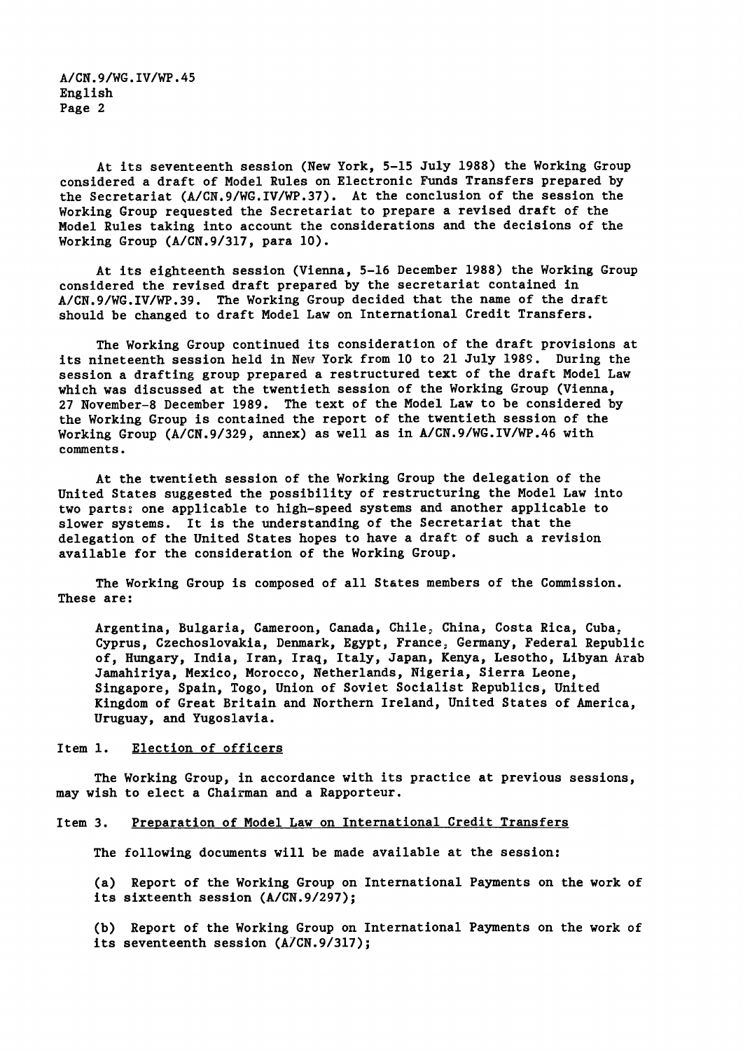At its seventeenth session (New York, 5-15 July 1988) the Working Group considered a draft of Model Rules on Electronic Funds Transfers prepared by the Secretariat (A/CN.9/WG.IV/WP.37). At the conclusion of the session the Working Group requested the Secretariat to prepare a revised draft of the Model Rules taking into account the considerations and the decisions of the Working Group (A/CN.9/317, para 10).

At its eighteenth session (Vienna, 5-16 December 1988) the Working Group considered the revised draft prepared by the secretariat contained in A/CN.9/WG.IV/WP.39. The Working Group decided that the name of the draft should be changed to draft Model Law on International Credit Transfers.

The Working Group continued its consideration of the draft provisions at its nineteenth session held in New York from 10 to 21 July 1989. During the session a drafting group prepared a restructured text of the draft Model Law which was discussed at the twentieth session of the Working Group (Vienna, 27 November-8 December 1989. The text of the Model Law to be considered by the Working Group is contained the report of the twentieth session of the Working Group (A/CN.9/329, annex) as well as in A/CN.9/WG.IV/WP.46 with comments.

At the twentieth session of the Working Group the delegation of the United States suggested the possibility of restructuring the Model Law into two parts: one applicable to high-speed systems and another applicable to slower systems. It is the understanding of the Secretariat that the delegation of the United States hopes to have a draft of such a revision available for the consideration of the Working Group.

The Working Group is composed of all States members of the Commission. These are:

Argentina, Bulgaria, Cameroon, Canada, Chile, China, Costa Rica, Cuba, Cyprus, Czechoslovakia, Denmark, Egypt, France, Germany, Federal Republic of, Hungary, India, Iran, Iraq, Italy, Japan, Kenya, Lesotho, Libyan Arab Jamahiriya, Mexico, Morocco, Netherlands, Nigeria, Sierra Leone, Singapore, Spain, Togo, Union of Soviet Socialist Republics, United Kingdom of Great Britain and Northern Ireland, United States of America, Uruguay, and Yugoslavia.

## Item 1. Election of officers

The Working Group, in accordance with its practice at previous sessions, may wish to elect a Chairman and a Rapporteur.

## Item 3. Preparation of Model Law on International Credit Transfers

The following documents will be made available at the session:

(a) Report of the Working Group on International Payments on the work of its sixteenth session (A/CN.9/297);

(b) Report of the Working Group on International Payments on the work of its seventeenth session (A/CN.9/317);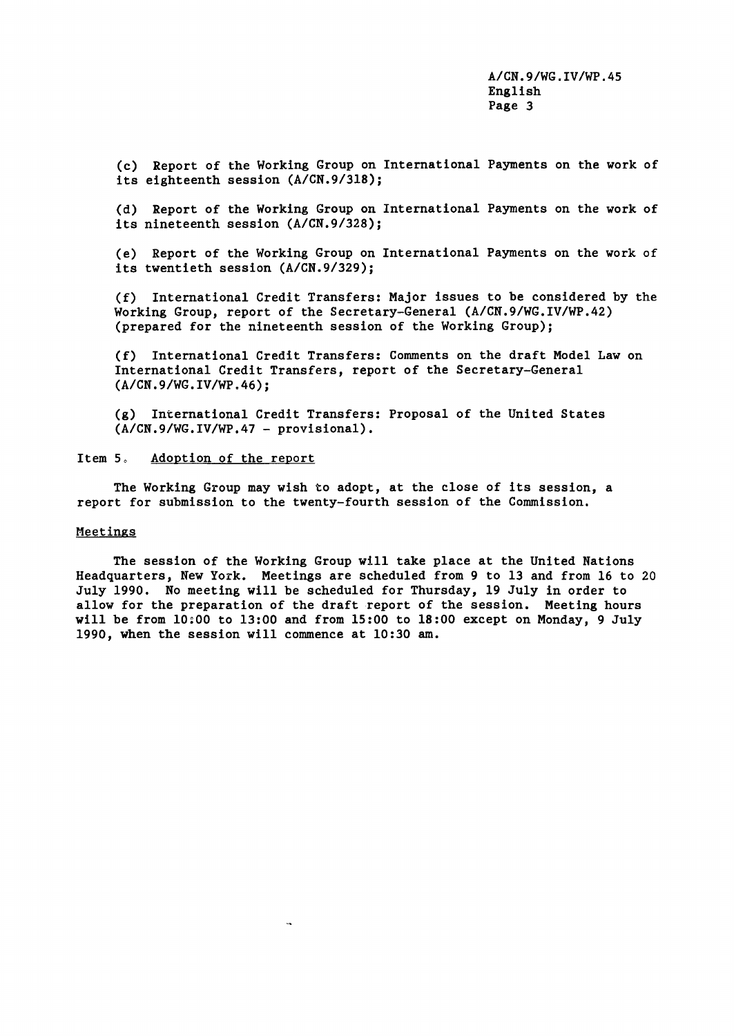(c) Report of the Working Group on International Payments on the work of its eighteenth session (A/CN.9/318);

(d) Report of the Working Group on International Payments on the work of its nineteenth session (A/CN.9/328);

(e) Report of the Working Group on International Payments on the work of its twentieth session (A/CN.9/329);

(f) International Credit Transfers: Major issues to be considered by the Working Group, report of the Secretary-General (A/CN.9/WG.IV/WP.42) (prepared for the nineteenth session of the Working Group);

(f) International Credit Transfers: Comments on the draft Model Law on International Credit Transfers, report of the Secretary-General (A/CN.9/WG.IV/WP.46);

(g) International Credit Transfers: Proposal of the United States (A/CN.9/WG.IV/WP.47 - provisional).

Item 5. Adoption of the report

The Working Group may wish to adopt, at the close of its session, a report for submission to the twenty-fourth session of the Commission.

Meetings

The session of the Working Group will take place at the United Nations Headquarters, New York. Meetings are scheduled from 9 to 13 and from 16 to 20 July 1990. No meeting will be scheduled for Thursday, 19 July in order to allow for the preparation of the draft report of the session. Meeting hours will be from 10:00 to 13:00 and from 15:00 to 18:00 except on Monday, 9 July 1990, when the session will commence at 10:30 am.